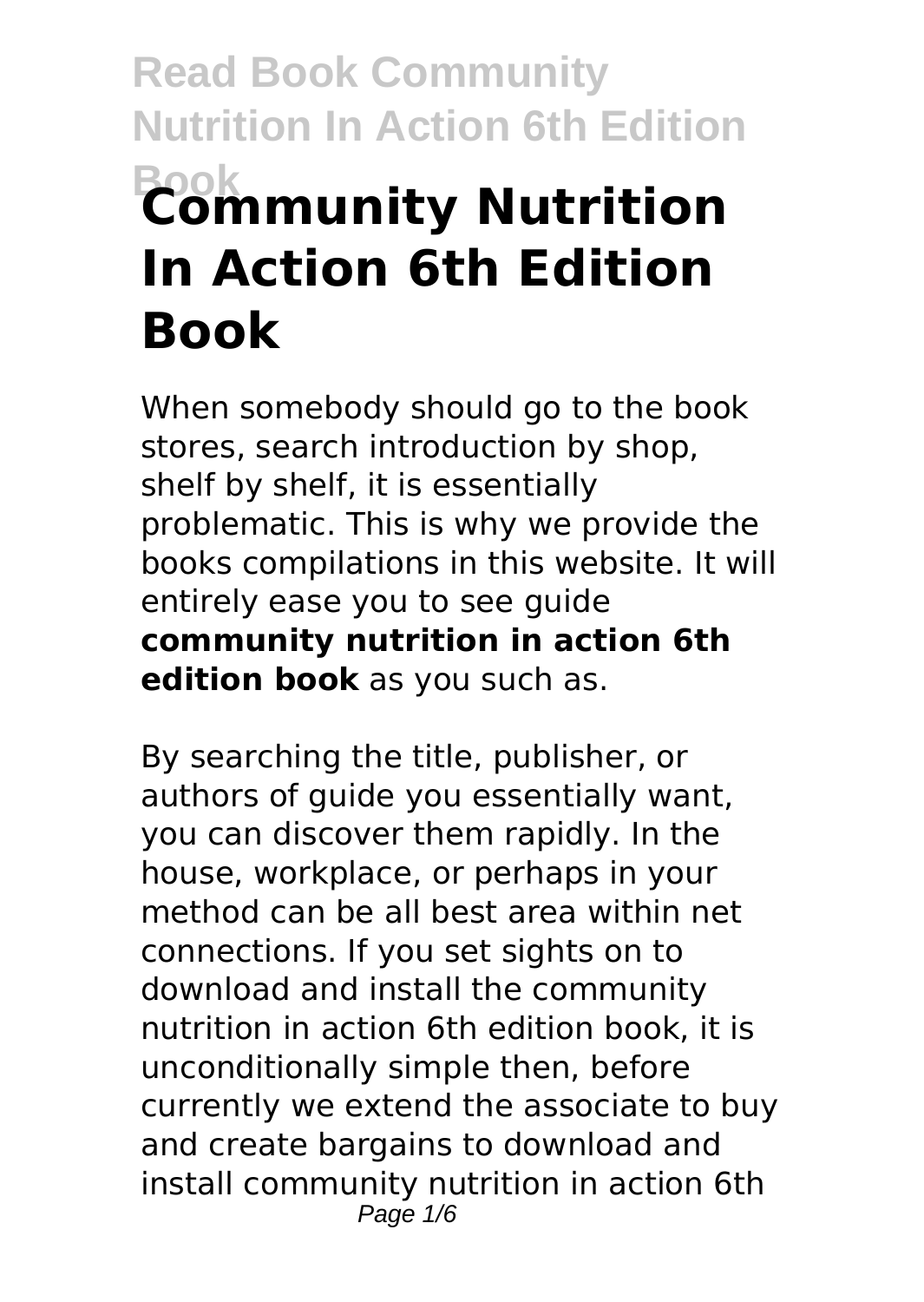# Community Nutrition In Action 6th Edition Book

When somebody should go to the book stores, search introduction by shop, shelf by shelf, it is essentially problematic. This is why we provide the books compilations in this website. It will entirely ease you to see guide **community nutrition in action 6th edition book** as you such as.

By searching the title, publisher, or authors of guide you essentially want, you can discover them rapidly. In the house, workplace, or perhaps in your method can be all best area within net connections. If you set sights on to download and install the community nutrition in action 6th edition book, it is unconditionally simple then, before currently we extend the associate to buy and create bargains to download and install community nutrition in action 6th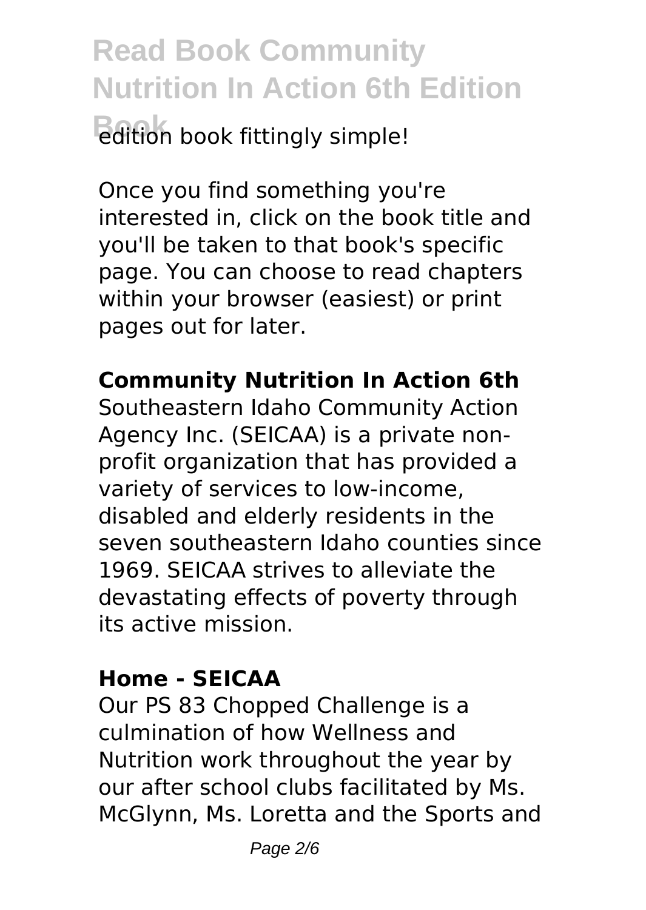edition book fittingly simple!

Once you find something you're interested in, click on the book title and you'll be taken to that book's specific page. You can choose to read chapters within your browser (easiest) or print pages out for later.

**Community Nutrition In Action 6th**

Southeastern Idaho Community Action Agency Inc. (SEICAA) is a private non-profit organization that has provided a variety of services to low-income, disabled and elderly residents in the seven southeastern Idaho counties since 1969. SEICAA strives to alleviate the devastating effects of poverty through its active mission.

**Home - SEICAA**

Our PS 83 Chopped Challenge is a culmination of how Wellness and Nutrition work throughout the year by our after school clubs facilitated by Ms. McGlynn, Ms. Loretta and the Sports and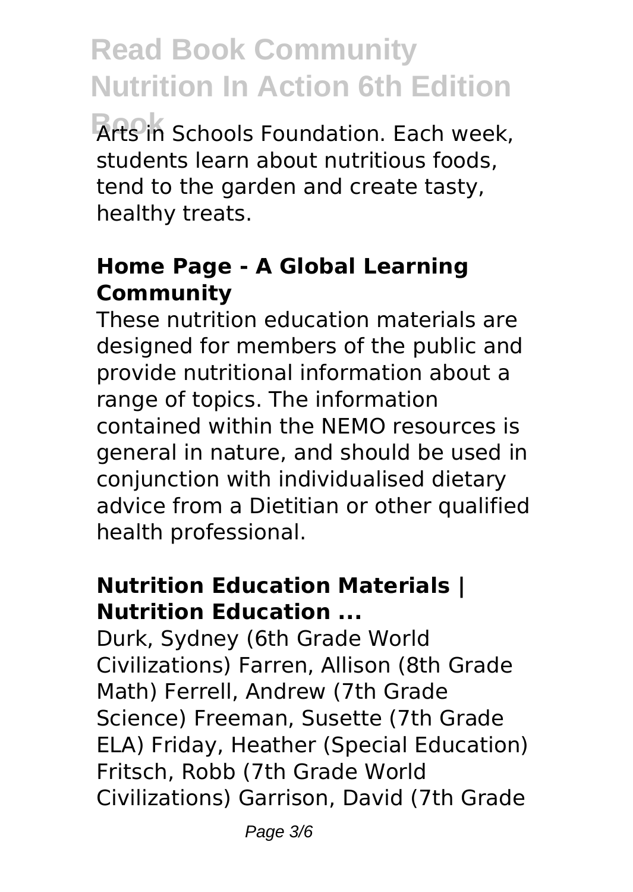Arts in Schools Foundation. Each week, students learn about nutritious foods, tend to the garden and create tasty, healthy treats.

## Home Page - A Global Learning Community

These nutrition education materials are designed for members of the public and provide nutritional information about a range of topics. The information contained within the NEMO resources is general in nature, and should be used in conjunction with individualised dietary advice from a Dietitian or other qualified health professional.

## Nutrition Education Materials | Nutrition Education ...

Durk, Sydney (6th Grade World Civilizations) Farren, Allison (8th Grade Math) Ferrell, Andrew (7th Grade Science) Freeman, Susette (7th Grade ELA) Friday, Heather (Special Education) Fritsch, Robb (7th Grade World Civilizations) Garrison, David (7th Grade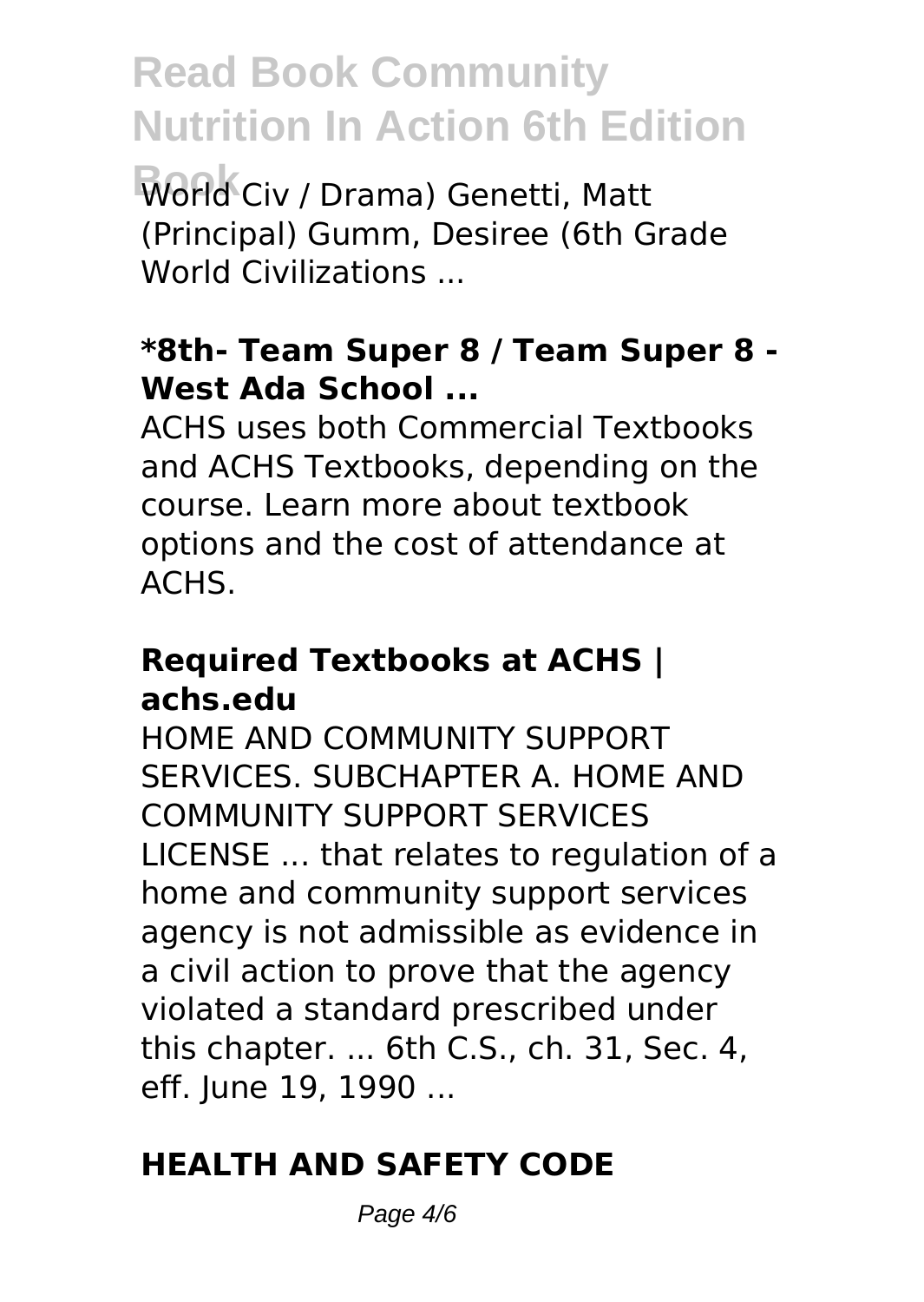World Civ / Drama) Genetti, Matt (Principal) Gumm, Desiree (6th Grade World Civilizations ...

### *8th- Team Super 8 / Team Super 8 - West Ada School ...

ACHS uses both Commercial Textbooks and ACHS Textbooks, depending on the course. Learn more about textbook options and the cost of attendance at ACHS.

### Required Textbooks at ACHS | achs.edu

HOME AND COMMUNITY SUPPORT SERVICES. SUBCHAPTER A. HOME AND COMMUNITY SUPPORT SERVICES LICENSE ... that relates to regulation of a home and community support services agency is not admissible as evidence in a civil action to prove that the agency violated a standard prescribed under this chapter. ... 6th C.S., ch. 31, Sec. 4, eff. June 19, 1990 ...

### HEALTH AND SAFETY CODE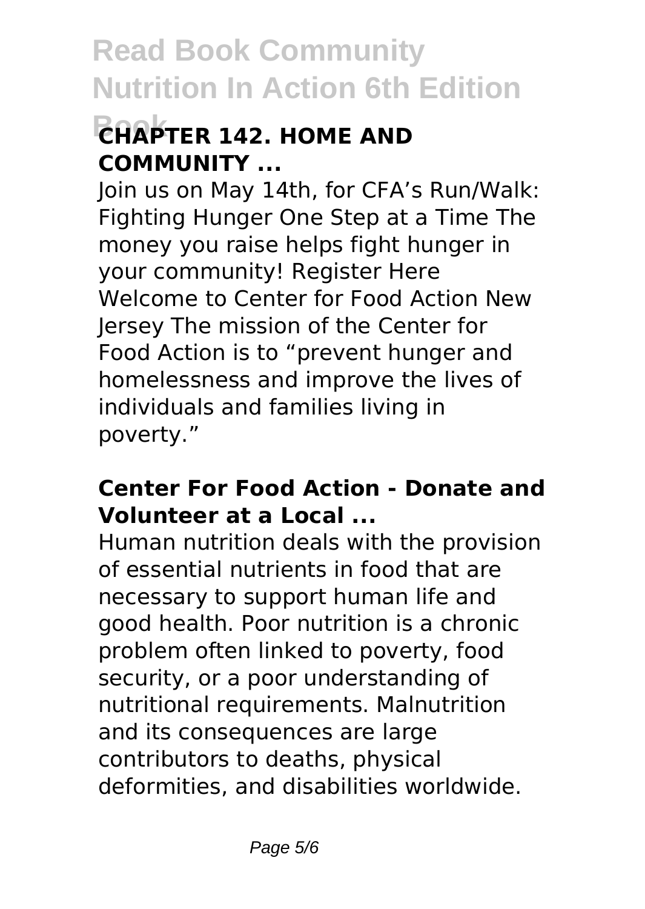### CHAPTER 142. HOME AND COMMUNITY ...

Join us on May 14th, for CFA's Run/Walk: Fighting Hunger One Step at a Time The money you raise helps fight hunger in your community! Register Here Welcome to Center for Food Action New Jersey The mission of the Center for Food Action is to "prevent hunger and homelessness and improve the lives of individuals and families living in poverty."

### Center For Food Action - Donate and Volunteer at a Local ...

Human nutrition deals with the provision of essential nutrients in food that are necessary to support human life and good health. Poor nutrition is a chronic problem often linked to poverty, food security, or a poor understanding of nutritional requirements. Malnutrition and its consequences are large contributors to deaths, physical deformities, and disabilities worldwide.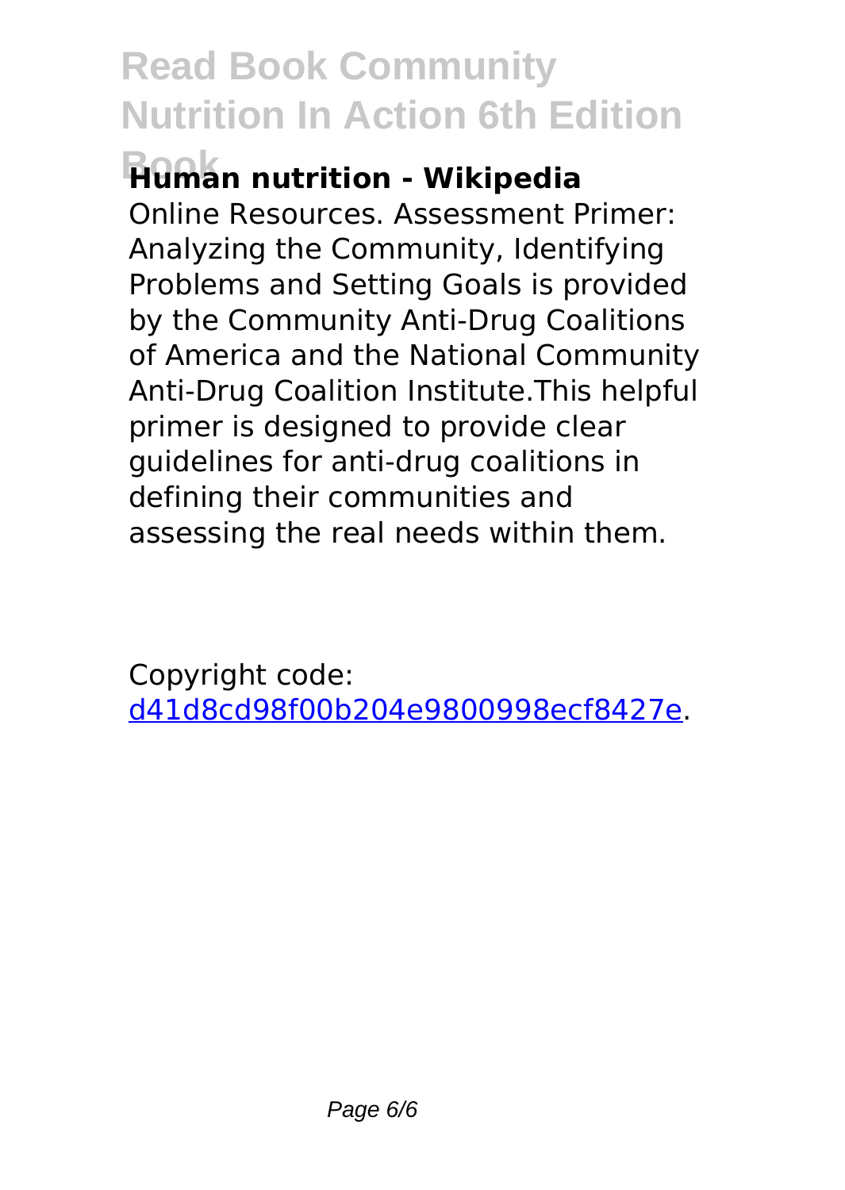**Human nutrition - Wikipedia**

Online Resources. Assessment Primer: Analyzing the Community, Identifying Problems and Setting Goals is provided by the Community Anti-Drug Coalitions of America and the National Community Anti-Drug Coalition Institute.This helpful primer is designed to provide clear guidelines for anti-drug coalitions in defining their communities and assessing the real needs within them.

Copyright code: d41d8cd98f00b204e9800998ecf8427e.